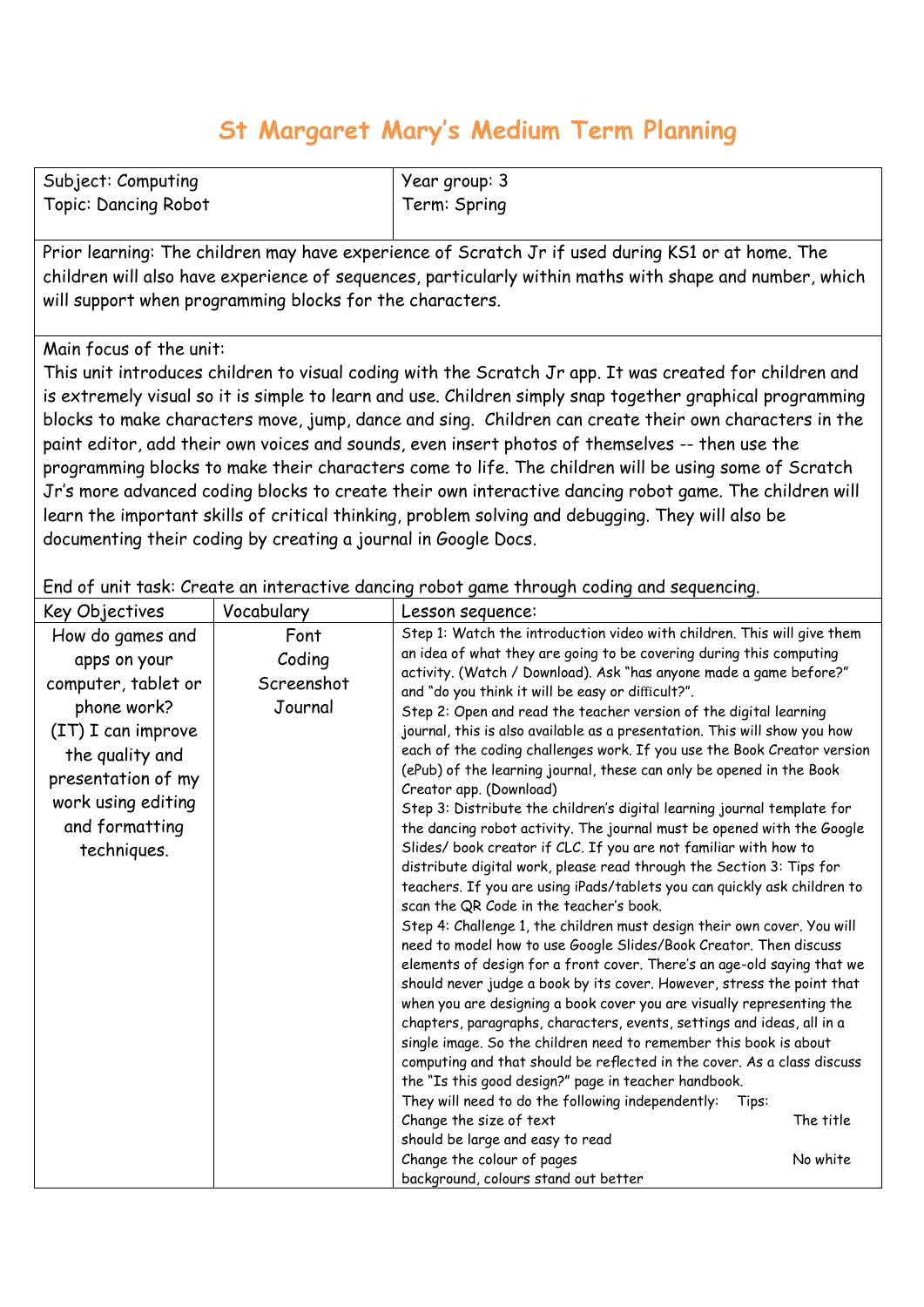# St Margaret Mary's Medium Term Planning

| Subject: Computing<br>Topic: Dancing Robot | Year group: 3<br>Term: Spring |
|---|---|

Prior learning: The children may have experience of Scratch Jr if used during KS1 or at home. The children will also have experience of sequences, particularly within maths with shape and number, which will support when programming blocks for the characters.

Main focus of the unit:
This unit introduces children to visual coding with the Scratch Jr app. It was created for children and is extremely visual so it is simple to learn and use. Children simply snap together graphical programming blocks to make characters move, jump, dance and sing. Children can create their own characters in the paint editor, add their own voices and sounds, even insert photos of themselves -- then use the programming blocks to make their characters come to life. The children will be using some of Scratch Jr's more advanced coding blocks to create their own interactive dancing robot game. The children will learn the important skills of critical thinking, problem solving and debugging. They will also be documenting their coding by creating a journal in Google Docs.

End of unit task: Create an interactive dancing robot game through coding and sequencing.

| Key Objectives | Vocabulary | Lesson sequence: |
|---|---|---|
| How do games and apps on your computer, tablet or phone work?<br>(IT) I can improve the quality and presentation of my work using editing and formatting techniques. | Font<br>Coding<br>Screenshot<br>Journal | Step 1: Watch the introduction video with children. This will give them an idea of what they are going to be covering during this computing activity. (Watch / Download). Ask "has anyone made a game before?" and "do you think it will be easy or difficult?".<br>Step 2: Open and read the teacher version of the digital learning journal, this is also available as a presentation. This will show you how each of the coding challenges work. If you use the Book Creator version (ePub) of the learning journal, these can only be opened in the Book Creator app. (Download)<br>Step 3: Distribute the children's digital learning journal template for the dancing robot activity. The journal must be opened with the Google Slides/ book creator if CLC. If you are not familiar with how to distribute digital work, please read through the Section 3: Tips for teachers. If you are using iPads/tablets you can quickly ask children to scan the QR Code in the teacher's book.<br>Step 4: Challenge 1, the children must design their own cover. You will need to model how to use Google Slides/Book Creator. Then discuss elements of design for a front cover. There's an age-old saying that we should never judge a book by its cover. However, stress the point that when you are designing a book cover you are visually representing the chapters, paragraphs, characters, events, settings and ideas, all in a single image. So the children need to remember this book is about computing and that should be reflected in the cover. As a class discuss the "Is this good design?" page in teacher handbook.<br>They will need to do the following independently: Tips:<br>Change the size of text — The title should be large and easy to read<br>Change the colour of pages — No white background, colours stand out better |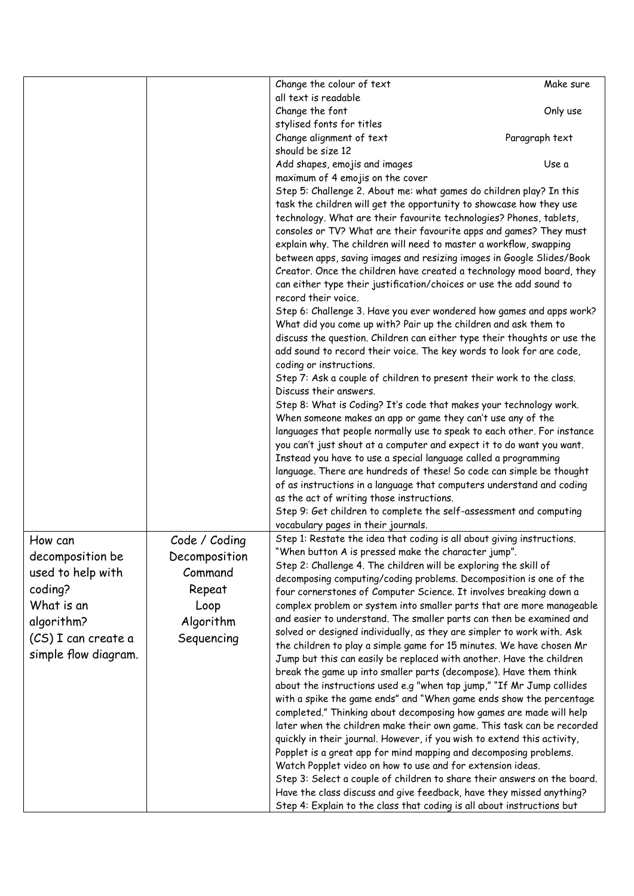| | | |
|---|---|---|
| | | Change the colour of text Make sure all text is readable<br>Change the font Only use stylised fonts for titles<br>Change alignment of text Paragraph text should be size 12<br>Add shapes, emojis and images Use a maximum of 4 emojis on the cover<br>Step 5: Challenge 2. About me: what games do children play? In this task the children will get the opportunity to showcase how they use technology. What are their favourite technologies? Phones, tablets, consoles or TV? What are their favourite apps and games? They must explain why. The children will need to master a workflow, swapping between apps, saving images and resizing images in Google Slides/Book Creator. Once the children have created a technology mood board, they can either type their justification/choices or use the add sound to record their voice.<br>Step 6: Challenge 3. Have you ever wondered how games and apps work? What did you come up with? Pair up the children and ask them to discuss the question. Children can either type their thoughts or use the add sound to record their voice. The key words to look for are code, coding or instructions.<br>Step 7: Ask a couple of children to present their work to the class. Discuss their answers.<br>Step 8: What is Coding? It's code that makes your technology work. When someone makes an app or game they can't use any of the languages that people normally use to speak to each other. For instance you can't just shout at a computer and expect it to do want you want. Instead you have to use a special language called a programming language. There are hundreds of these! So code can simple be thought of as instructions in a language that computers understand and coding as the act of writing those instructions.<br>Step 9: Get children to complete the self-assessment and computing vocabulary pages in their journals. |
| How can decomposition be used to help with coding?<br>What is an algorithm?<br>(CS) I can create a simple flow diagram. | Code / Coding<br>Decomposition<br>Command<br>Repeat<br>Loop<br>Algorithm<br>Sequencing | Step 1: Restate the idea that coding is all about giving instructions. "When button A is pressed make the character jump".<br>Step 2: Challenge 4. The children will be exploring the skill of decomposing computing/coding problems. Decomposition is one of the four cornerstones of Computer Science. It involves breaking down a complex problem or system into smaller parts that are more manageable and easier to understand. The smaller parts can then be examined and solved or designed individually, as they are simpler to work with. Ask the children to play a simple game for 15 minutes. We have chosen Mr Jump but this can easily be replaced with another. Have the children break the game up into smaller parts (decompose). Have them think about the instructions used e.g "when tap jump," "If Mr Jump collides with a spike the game ends" and "When game ends show the percentage completed." Thinking about decomposing how games are made will help later when the children make their own game. This task can be recorded quickly in their journal. However, if you wish to extend this activity, Popplet is a great app for mind mapping and decomposing problems. Watch Popplet video on how to use and for extension ideas.<br>Step 3: Select a couple of children to share their answers on the board. Have the class discuss and give feedback, have they missed anything?<br>Step 4: Explain to the class that coding is all about instructions but |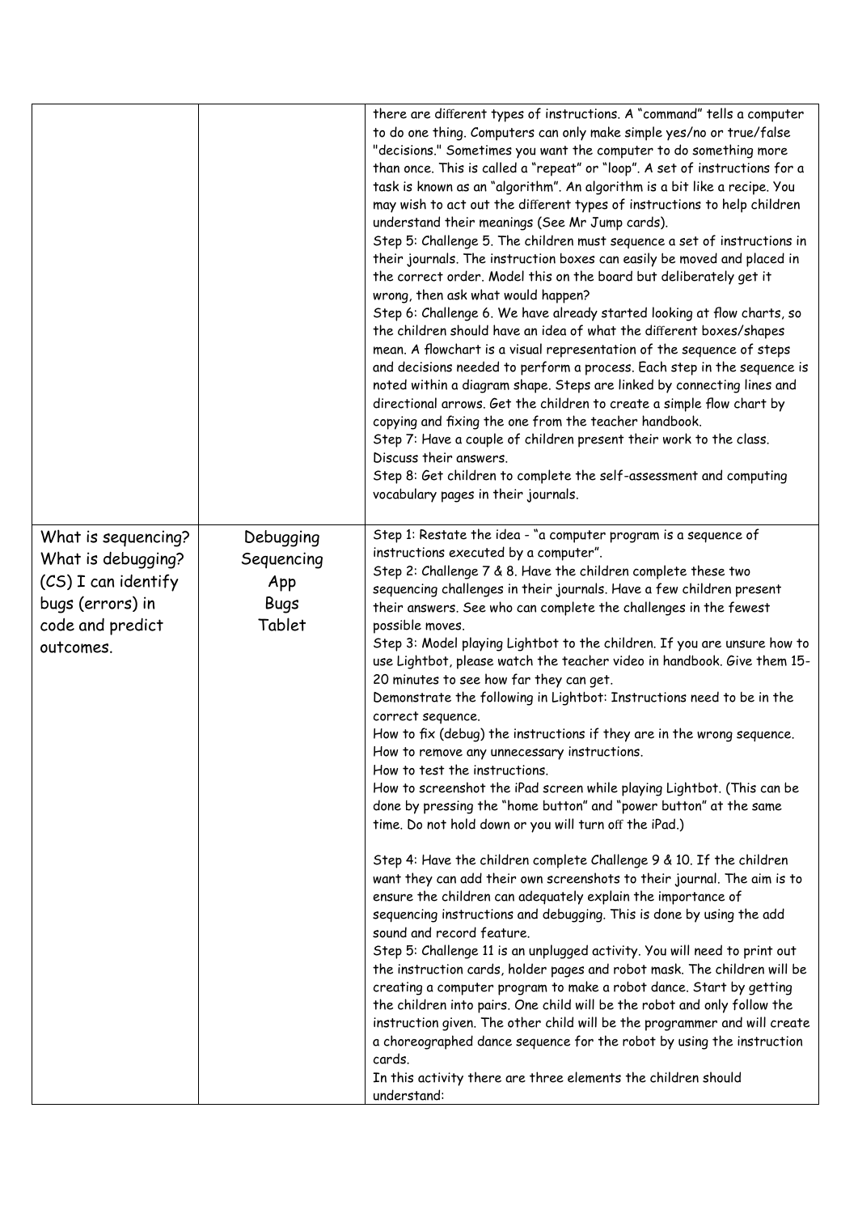| | | |
|---|---|---|
| | | there are different types of instructions. A "command" tells a computer to do one thing. Computers can only make simple yes/no or true/false "decisions." Sometimes you want the computer to do something more than once. This is called a "repeat" or "loop". A set of instructions for a task is known as an "algorithm". An algorithm is a bit like a recipe. You may wish to act out the different types of instructions to help children understand their meanings (See Mr Jump cards).<br>Step 5: Challenge 5. The children must sequence a set of instructions in their journals. The instruction boxes can easily be moved and placed in the correct order. Model this on the board but deliberately get it wrong, then ask what would happen?<br>Step 6: Challenge 6. We have already started looking at flow charts, so the children should have an idea of what the different boxes/shapes mean. A flowchart is a visual representation of the sequence of steps and decisions needed to perform a process. Each step in the sequence is noted within a diagram shape. Steps are linked by connecting lines and directional arrows. Get the children to create a simple flow chart by copying and fixing the one from the teacher handbook.<br>Step 7: Have a couple of children present their work to the class. Discuss their answers.<br>Step 8: Get children to complete the self-assessment and computing vocabulary pages in their journals. |
| What is sequencing?<br>What is debugging?<br>(CS) I can identify bugs (errors) in code and predict outcomes. | Debugging<br>Sequencing<br>App<br>Bugs<br>Tablet | Step 1: Restate the idea - "a computer program is a sequence of instructions executed by a computer".<br>Step 2: Challenge 7 & 8. Have the children complete these two sequencing challenges in their journals. Have a few children present their answers. See who can complete the challenges in the fewest possible moves.<br>Step 3: Model playing Lightbot to the children. If you are unsure how to use Lightbot, please watch the teacher video in handbook. Give them 15-20 minutes to see how far they can get.<br>Demonstrate the following in Lightbot: Instructions need to be in the correct sequence.<br>How to fix (debug) the instructions if they are in the wrong sequence.<br>How to remove any unnecessary instructions.<br>How to test the instructions.<br>How to screenshot the iPad screen while playing Lightbot. (This can be done by pressing the "home button" and "power button" at the same time. Do not hold down or you will turn off the iPad.)<br><br>Step 4: Have the children complete Challenge 9 & 10. If the children want they can add their own screenshots to their journal. The aim is to ensure the children can adequately explain the importance of sequencing instructions and debugging. This is done by using the add sound and record feature.<br>Step 5: Challenge 11 is an unplugged activity. You will need to print out the instruction cards, holder pages and robot mask. The children will be creating a computer program to make a robot dance. Start by getting the children into pairs. One child will be the robot and only follow the instruction given. The other child will be the programmer and will create a choreographed dance sequence for the robot by using the instruction cards.<br>In this activity there are three elements the children should understand: |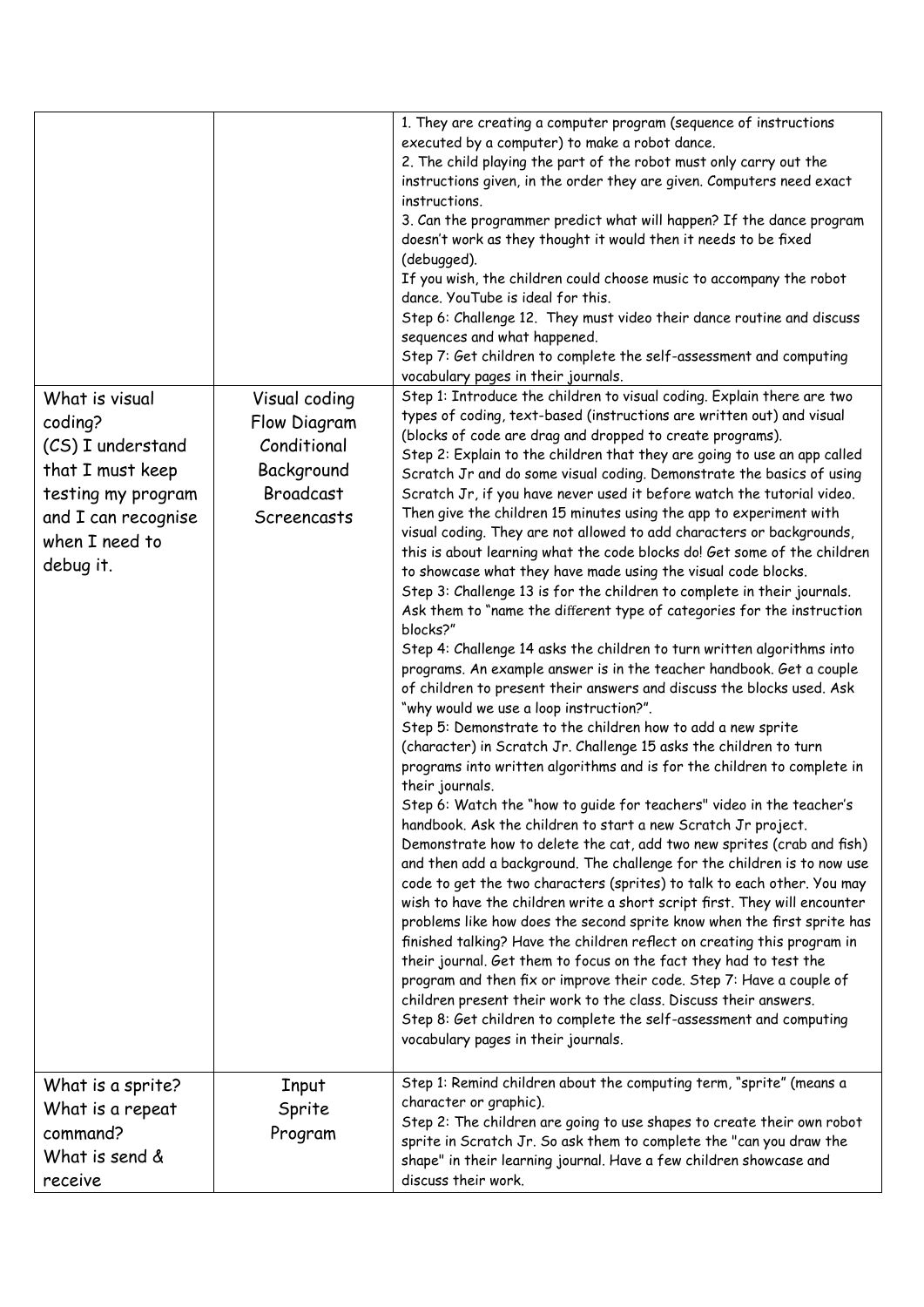| | | |
|---|---|---|
| | | 1. They are creating a computer program (sequence of instructions executed by a computer) to make a robot dance.<br>2. The child playing the part of the robot must only carry out the instructions given, in the order they are given. Computers need exact instructions.<br>3. Can the programmer predict what will happen? If the dance program doesn't work as they thought it would then it needs to be fixed (debugged).<br>If you wish, the children could choose music to accompany the robot dance. YouTube is ideal for this.<br>Step 6: Challenge 12. They must video their dance routine and discuss sequences and what happened.<br>Step 7: Get children to complete the self-assessment and computing vocabulary pages in their journals. |
| What is visual coding?<br>(CS) I understand that I must keep testing my program and I can recognise when I need to debug it. | Visual coding<br>Flow Diagram<br>Conditional<br>Background<br>Broadcast<br>Screencasts | Step 1: Introduce the children to visual coding. Explain there are two types of coding, text-based (instructions are written out) and visual (blocks of code are drag and dropped to create programs).<br>Step 2: Explain to the children that they are going to use an app called Scratch Jr and do some visual coding. Demonstrate the basics of using Scratch Jr, if you have never used it before watch the tutorial video. Then give the children 15 minutes using the app to experiment with visual coding. They are not allowed to add characters or backgrounds, this is about learning what the code blocks do! Get some of the children to showcase what they have made using the visual code blocks.<br>Step 3: Challenge 13 is for the children to complete in their journals. Ask them to "name the different type of categories for the instruction blocks?"<br>Step 4: Challenge 14 asks the children to turn written algorithms into programs. An example answer is in the teacher handbook. Get a couple of children to present their answers and discuss the blocks used. Ask "why would we use a loop instruction?".<br>Step 5: Demonstrate to the children how to add a new sprite (character) in Scratch Jr. Challenge 15 asks the children to turn programs into written algorithms and is for the children to complete in their journals.<br>Step 6: Watch the "how to guide for teachers" video in the teacher's handbook. Ask the children to start a new Scratch Jr project. Demonstrate how to delete the cat, add two new sprites (crab and fish) and then add a background. The challenge for the children is to now use code to get the two characters (sprites) to talk to each other. You may wish to have the children write a short script first. They will encounter problems like how does the second sprite know when the first sprite has finished talking? Have the children reflect on creating this program in their journal. Get them to focus on the fact they had to test the program and then fix or improve their code. Step 7: Have a couple of children present their work to the class. Discuss their answers.<br>Step 8: Get children to complete the self-assessment and computing vocabulary pages in their journals. |
| What is a sprite?<br>What is a repeat command?<br>What is send & receive | Input<br>Sprite<br>Program | Step 1: Remind children about the computing term, "sprite" (means a character or graphic).<br>Step 2: The children are going to use shapes to create their own robot sprite in Scratch Jr. So ask them to complete the "can you draw the shape" in their learning journal. Have a few children showcase and discuss their work. |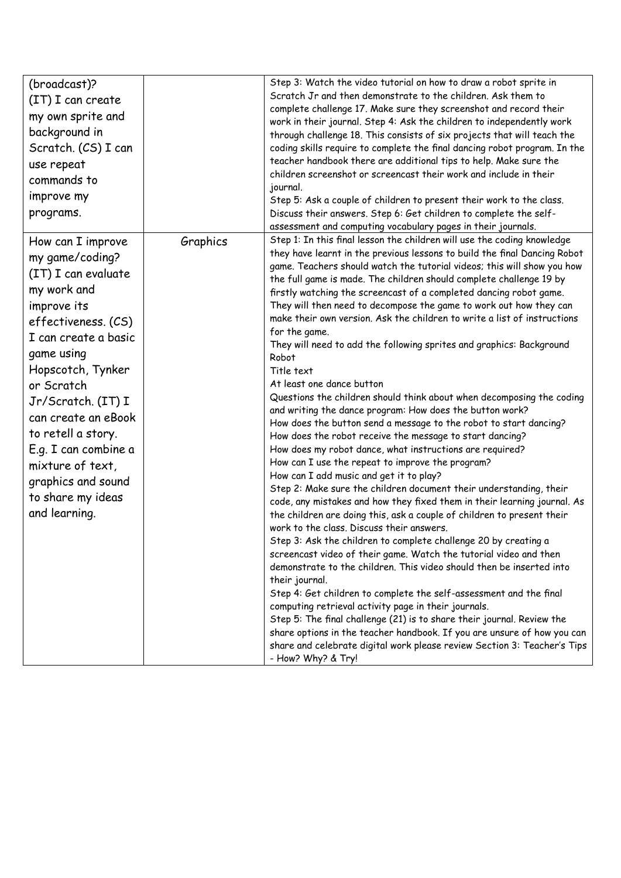| | | |
|---|---|---|
| (broadcast)? (IT) I can create my own sprite and background in Scratch. (CS) I can use repeat commands to improve my programs. | | Step 3: Watch the video tutorial on how to draw a robot sprite in Scratch Jr and then demonstrate to the children. Ask them to complete challenge 17. Make sure they screenshot and record their work in their journal. Step 4: Ask the children to independently work through challenge 18. This consists of six projects that will teach the coding skills require to complete the final dancing robot program. In the teacher handbook there are additional tips to help. Make sure the children screenshot or screencast their work and include in their journal.<br>Step 5: Ask a couple of children to present their work to the class. Discuss their answers. Step 6: Get children to complete the self-assessment and computing vocabulary pages in their journals. |
| How can I improve my game/coding? (IT) I can evaluate my work and improve its effectiveness. (CS) I can create a basic game using Hopscotch, Tynker or Scratch Jr/Scratch. (IT) I can create an eBook to retell a story. E.g. I can combine a mixture of text, graphics and sound to share my ideas and learning. | Graphics | Step 1: In this final lesson the children will use the coding knowledge they have learnt in the previous lessons to build the final Dancing Robot game. Teachers should watch the tutorial videos; this will show you how the full game is made. The children should complete challenge 19 by firstly watching the screencast of a completed dancing robot game. They will then need to decompose the game to work out how they can make their own version. Ask the children to write a list of instructions for the game.<br>They will need to add the following sprites and graphics: Background<br>Robot<br>Title text<br>At least one dance button<br>Questions the children should think about when decomposing the coding and writing the dance program: How does the button work?<br>How does the button send a message to the robot to start dancing?<br>How does the robot receive the message to start dancing?<br>How does my robot dance, what instructions are required?<br>How can I use the repeat to improve the program?<br>How can I add music and get it to play?<br>Step 2: Make sure the children document their understanding, their code, any mistakes and how they fixed them in their learning journal. As the children are doing this, ask a couple of children to present their work to the class. Discuss their answers.<br>Step 3: Ask the children to complete challenge 20 by creating a screencast video of their game. Watch the tutorial video and then demonstrate to the children. This video should then be inserted into their journal.<br>Step 4: Get children to complete the self-assessment and the final computing retrieval activity page in their journals.<br>Step 5: The final challenge (21) is to share their journal. Review the share options in the teacher handbook. If you are unsure of how you can share and celebrate digital work please review Section 3: Teacher's Tips - How? Why? & Try! |